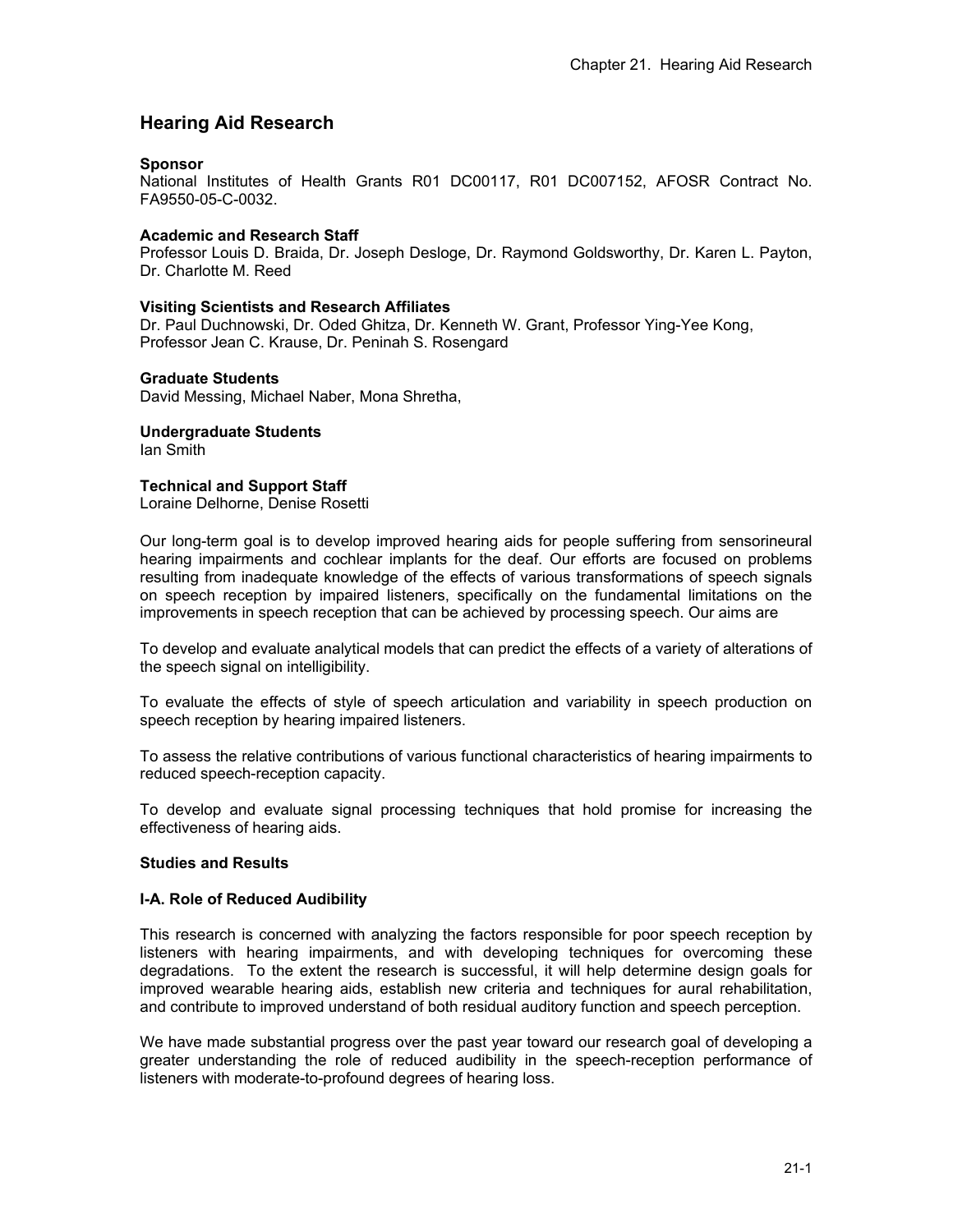# Hearing Aid Research

**Sponsor**
National Institutes of Health Grants R01 DC00117, R01 DC007152, AFOSR Contract No. FA9550-05-C-0032.

**Academic and Research Staff**
Professor Louis D. Braida, Dr. Joseph Desloge, Dr. Raymond Goldsworthy, Dr. Karen L. Payton, Dr. Charlotte M. Reed

**Visiting Scientists and Research Affiliates**
Dr. Paul Duchnowski, Dr. Oded Ghitza, Dr. Kenneth W. Grant, Professor Ying-Yee Kong, Professor Jean C. Krause, Dr. Peninah S. Rosengard

**Graduate Students**
David Messing, Michael Naber, Mona Shretha,

**Undergraduate Students**
Ian Smith

**Technical and Support Staff**
Loraine Delhorne, Denise Rosetti

Our long-term goal is to develop improved hearing aids for people suffering from sensorineural hearing impairments and cochlear implants for the deaf. Our efforts are focused on problems resulting from inadequate knowledge of the effects of various transformations of speech signals on speech reception by impaired listeners, specifically on the fundamental limitations on the improvements in speech reception that can be achieved by processing speech. Our aims are

To develop and evaluate analytical models that can predict the effects of a variety of alterations of the speech signal on intelligibility.

To evaluate the effects of style of speech articulation and variability in speech production on speech reception by hearing impaired listeners.

To assess the relative contributions of various functional characteristics of hearing impairments to reduced speech-reception capacity.

To develop and evaluate signal processing techniques that hold promise for increasing the effectiveness of hearing aids.

**Studies and Results**

**I-A. Role of Reduced Audibility**

This research is concerned with analyzing the factors responsible for poor speech reception by listeners with hearing impairments, and with developing techniques for overcoming these degradations. To the extent the research is successful, it will help determine design goals for improved wearable hearing aids, establish new criteria and techniques for aural rehabilitation, and contribute to improved understand of both residual auditory function and speech perception.

We have made substantial progress over the past year toward our research goal of developing a greater understanding the role of reduced audibility in the speech-reception performance of listeners with moderate-to-profound degrees of hearing loss.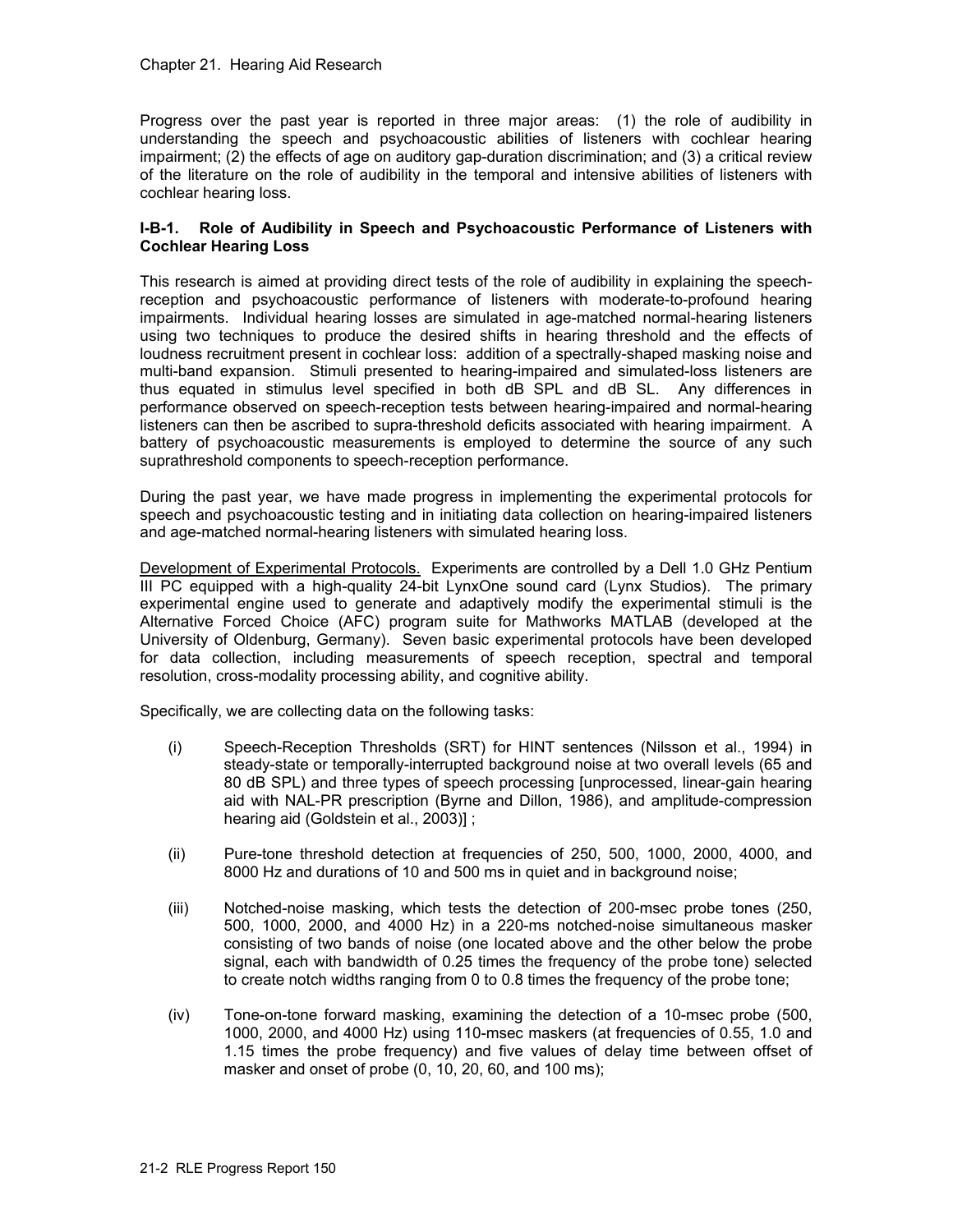Progress over the past year is reported in three major areas: (1) the role of audibility in understanding the speech and psychoacoustic abilities of listeners with cochlear hearing impairment; (2) the effects of age on auditory gap-duration discrimination; and (3) a critical review of the literature on the role of audibility in the temporal and intensive abilities of listeners with cochlear hearing loss.

### I-B-1. Role of Audibility in Speech and Psychoacoustic Performance of Listeners with Cochlear Hearing Loss

This research is aimed at providing direct tests of the role of audibility in explaining the speech-reception and psychoacoustic performance of listeners with moderate-to-profound hearing impairments. Individual hearing losses are simulated in age-matched normal-hearing listeners using two techniques to produce the desired shifts in hearing threshold and the effects of loudness recruitment present in cochlear loss: addition of a spectrally-shaped masking noise and multi-band expansion. Stimuli presented to hearing-impaired and simulated-loss listeners are thus equated in stimulus level specified in both dB SPL and dB SL. Any differences in performance observed on speech-reception tests between hearing-impaired and normal-hearing listeners can then be ascribed to supra-threshold deficits associated with hearing impairment. A battery of psychoacoustic measurements is employed to determine the source of any such suprathreshold components to speech-reception performance.

During the past year, we have made progress in implementing the experimental protocols for speech and psychoacoustic testing and in initiating data collection on hearing-impaired listeners and age-matched normal-hearing listeners with simulated hearing loss.

Development of Experimental Protocols. Experiments are controlled by a Dell 1.0 GHz Pentium III PC equipped with a high-quality 24-bit LynxOne sound card (Lynx Studios). The primary experimental engine used to generate and adaptively modify the experimental stimuli is the Alternative Forced Choice (AFC) program suite for Mathworks MATLAB (developed at the University of Oldenburg, Germany). Seven basic experimental protocols have been developed for data collection, including measurements of speech reception, spectral and temporal resolution, cross-modality processing ability, and cognitive ability.

Specifically, we are collecting data on the following tasks:

(i) Speech-Reception Thresholds (SRT) for HINT sentences (Nilsson et al., 1994) in steady-state or temporally-interrupted background noise at two overall levels (65 and 80 dB SPL) and three types of speech processing [unprocessed, linear-gain hearing aid with NAL-PR prescription (Byrne and Dillon, 1986), and amplitude-compression hearing aid (Goldstein et al., 2003)] ;

(ii) Pure-tone threshold detection at frequencies of 250, 500, 1000, 2000, 4000, and 8000 Hz and durations of 10 and 500 ms in quiet and in background noise;

(iii) Notched-noise masking, which tests the detection of 200-msec probe tones (250, 500, 1000, 2000, and 4000 Hz) in a 220-ms notched-noise simultaneous masker consisting of two bands of noise (one located above and the other below the probe signal, each with bandwidth of 0.25 times the frequency of the probe tone) selected to create notch widths ranging from 0 to 0.8 times the frequency of the probe tone;

(iv) Tone-on-tone forward masking, examining the detection of a 10-msec probe (500, 1000, 2000, and 4000 Hz) using 110-msec maskers (at frequencies of 0.55, 1.0 and 1.15 times the probe frequency) and five values of delay time between offset of masker and onset of probe (0, 10, 20, 60, and 100 ms);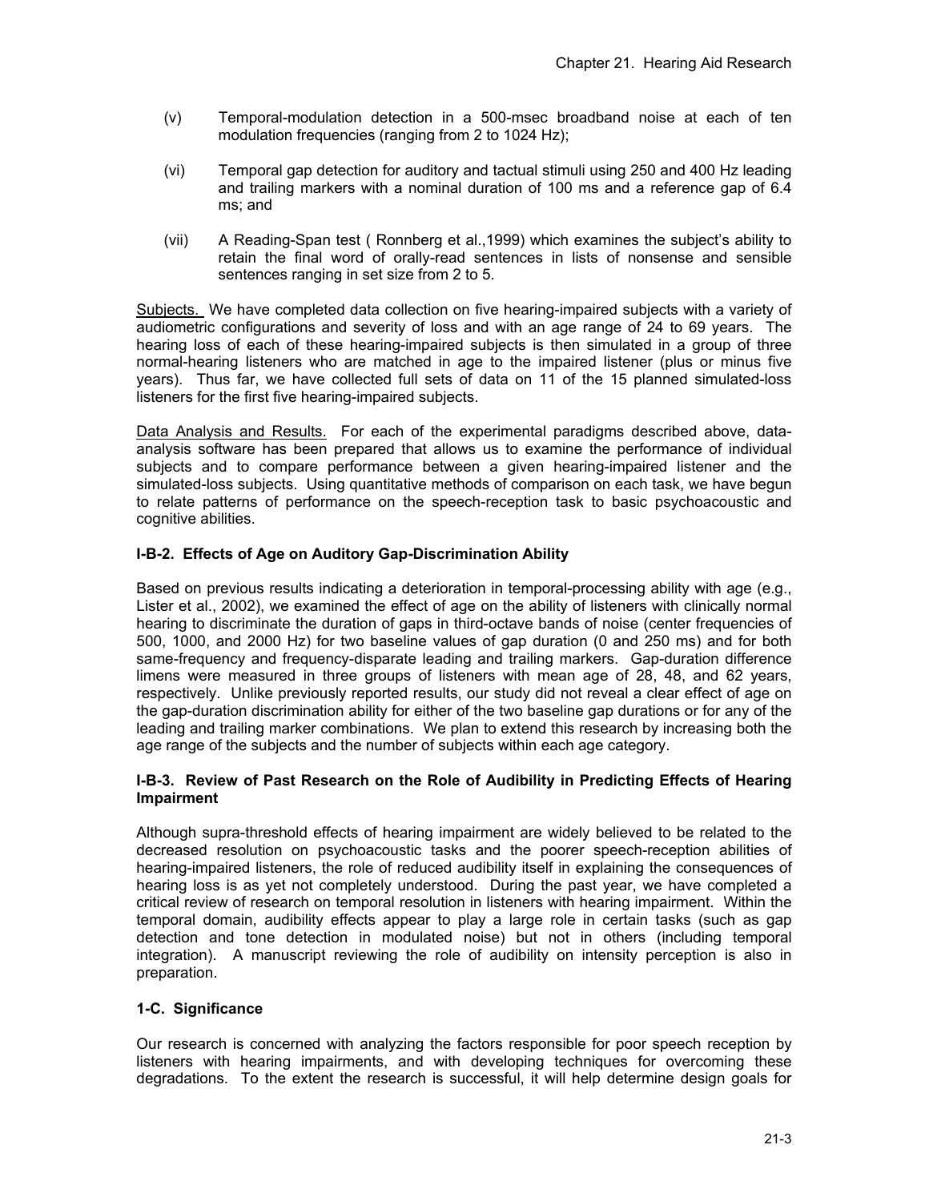(v) Temporal-modulation detection in a 500-msec broadband noise at each of ten modulation frequencies (ranging from 2 to 1024 Hz);

(vi) Temporal gap detection for auditory and tactual stimuli using 250 and 400 Hz leading and trailing markers with a nominal duration of 100 ms and a reference gap of 6.4 ms; and

(vii) A Reading-Span test ( Ronnberg et al.,1999) which examines the subject's ability to retain the final word of orally-read sentences in lists of nonsense and sensible sentences ranging in set size from 2 to 5.

Subjects. We have completed data collection on five hearing-impaired subjects with a variety of audiometric configurations and severity of loss and with an age range of 24 to 69 years. The hearing loss of each of these hearing-impaired subjects is then simulated in a group of three normal-hearing listeners who are matched in age to the impaired listener (plus or minus five years). Thus far, we have collected full sets of data on 11 of the 15 planned simulated-loss listeners for the first five hearing-impaired subjects.

Data Analysis and Results. For each of the experimental paradigms described above, data-analysis software has been prepared that allows us to examine the performance of individual subjects and to compare performance between a given hearing-impaired listener and the simulated-loss subjects. Using quantitative methods of comparison on each task, we have begun to relate patterns of performance on the speech-reception task to basic psychoacoustic and cognitive abilities.

### I-B-2. Effects of Age on Auditory Gap-Discrimination Ability

Based on previous results indicating a deterioration in temporal-processing ability with age (e.g., Lister et al., 2002), we examined the effect of age on the ability of listeners with clinically normal hearing to discriminate the duration of gaps in third-octave bands of noise (center frequencies of 500, 1000, and 2000 Hz) for two baseline values of gap duration (0 and 250 ms) and for both same-frequency and frequency-disparate leading and trailing markers. Gap-duration difference limens were measured in three groups of listeners with mean age of 28, 48, and 62 years, respectively. Unlike previously reported results, our study did not reveal a clear effect of age on the gap-duration discrimination ability for either of the two baseline gap durations or for any of the leading and trailing marker combinations. We plan to extend this research by increasing both the age range of the subjects and the number of subjects within each age category.

### I-B-3. Review of Past Research on the Role of Audibility in Predicting Effects of Hearing Impairment

Although supra-threshold effects of hearing impairment are widely believed to be related to the decreased resolution on psychoacoustic tasks and the poorer speech-reception abilities of hearing-impaired listeners, the role of reduced audibility itself in explaining the consequences of hearing loss is as yet not completely understood. During the past year, we have completed a critical review of research on temporal resolution in listeners with hearing impairment. Within the temporal domain, audibility effects appear to play a large role in certain tasks (such as gap detection and tone detection in modulated noise) but not in others (including temporal integration). A manuscript reviewing the role of audibility on intensity perception is also in preparation.

### 1-C. Significance

Our research is concerned with analyzing the factors responsible for poor speech reception by listeners with hearing impairments, and with developing techniques for overcoming these degradations. To the extent the research is successful, it will help determine design goals for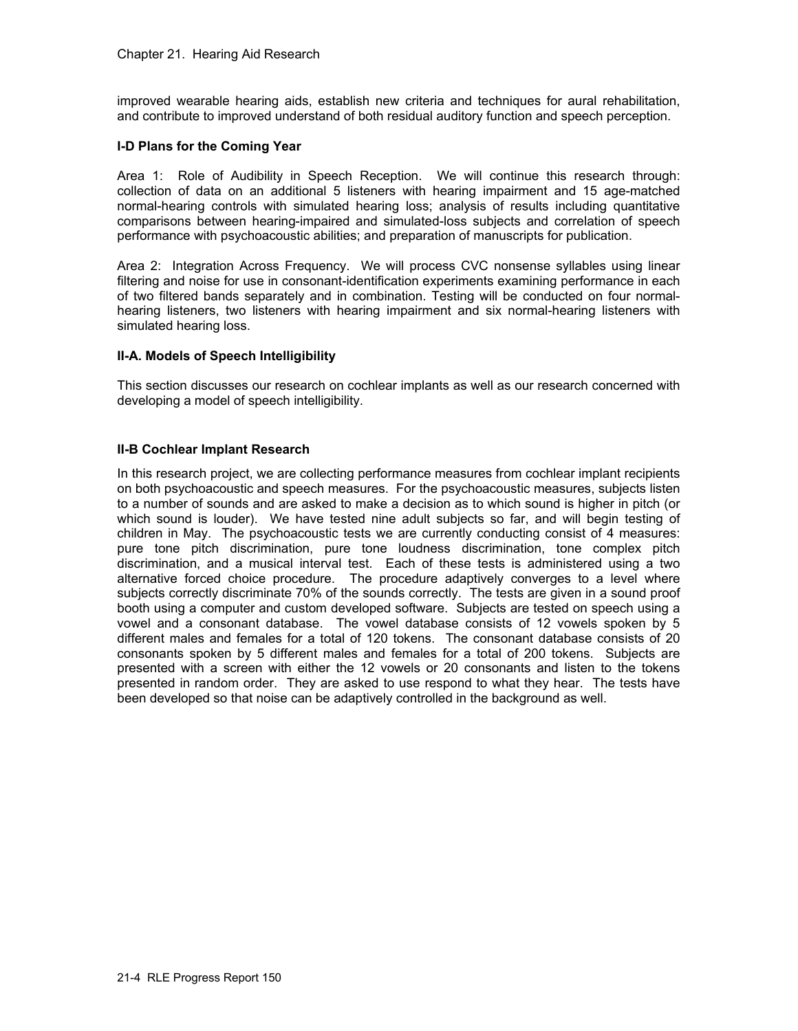improved wearable hearing aids, establish new criteria and techniques for aural rehabilitation, and contribute to improved understand of both residual auditory function and speech perception.

### I-D Plans for the Coming Year

Area 1: Role of Audibility in Speech Reception. We will continue this research through: collection of data on an additional 5 listeners with hearing impairment and 15 age-matched normal-hearing controls with simulated hearing loss; analysis of results including quantitative comparisons between hearing-impaired and simulated-loss subjects and correlation of speech performance with psychoacoustic abilities; and preparation of manuscripts for publication.

Area 2: Integration Across Frequency. We will process CVC nonsense syllables using linear filtering and noise for use in consonant-identification experiments examining performance in each of two filtered bands separately and in combination. Testing will be conducted on four normal-hearing listeners, two listeners with hearing impairment and six normal-hearing listeners with simulated hearing loss.

### II-A. Models of Speech Intelligibility

This section discusses our research on cochlear implants as well as our research concerned with developing a model of speech intelligibility.

### II-B Cochlear Implant Research

In this research project, we are collecting performance measures from cochlear implant recipients on both psychoacoustic and speech measures. For the psychoacoustic measures, subjects listen to a number of sounds and are asked to make a decision as to which sound is higher in pitch (or which sound is louder). We have tested nine adult subjects so far, and will begin testing of children in May. The psychoacoustic tests we are currently conducting consist of 4 measures: pure tone pitch discrimination, pure tone loudness discrimination, tone complex pitch discrimination, and a musical interval test. Each of these tests is administered using a two alternative forced choice procedure. The procedure adaptively converges to a level where subjects correctly discriminate 70% of the sounds correctly. The tests are given in a sound proof booth using a computer and custom developed software. Subjects are tested on speech using a vowel and a consonant database. The vowel database consists of 12 vowels spoken by 5 different males and females for a total of 120 tokens. The consonant database consists of 20 consonants spoken by 5 different males and females for a total of 200 tokens. Subjects are presented with a screen with either the 12 vowels or 20 consonants and listen to the tokens presented in random order. They are asked to use respond to what they hear. The tests have been developed so that noise can be adaptively controlled in the background as well.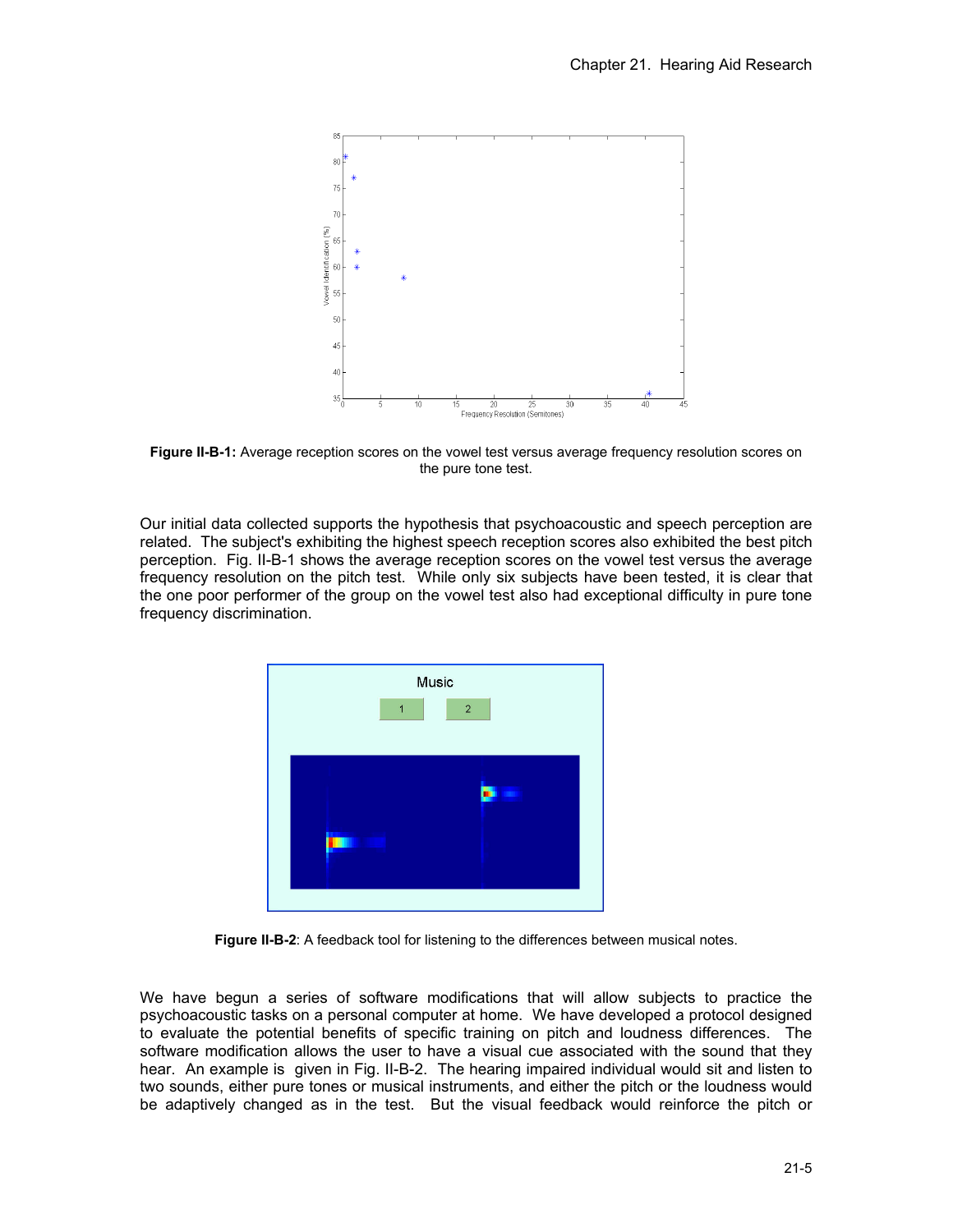**Figure II-B-1:** Average reception scores on the vowel test versus average frequency resolution scores on the pure tone test.

Our initial data collected supports the hypothesis that psychoacoustic and speech perception are related. The subject's exhibiting the highest speech reception scores also exhibited the best pitch perception. Fig. II-B-1 shows the average reception scores on the vowel test versus the average frequency resolution on the pitch test. While only six subjects have been tested, it is clear that the one poor performer of the group on the vowel test also had exceptional difficulty in pure tone frequency discrimination.

**Figure II-B-2**: A feedback tool for listening to the differences between musical notes.

We have begun a series of software modifications that will allow subjects to practice the psychoacoustic tasks on a personal computer at home. We have developed a protocol designed to evaluate the potential benefits of specific training on pitch and loudness differences. The software modification allows the user to have a visual cue associated with the sound that they hear. An example is given in Fig. II-B-2. The hearing impaired individual would sit and listen to two sounds, either pure tones or musical instruments, and either the pitch or the loudness would be adaptively changed as in the test. But the visual feedback would reinforce the pitch or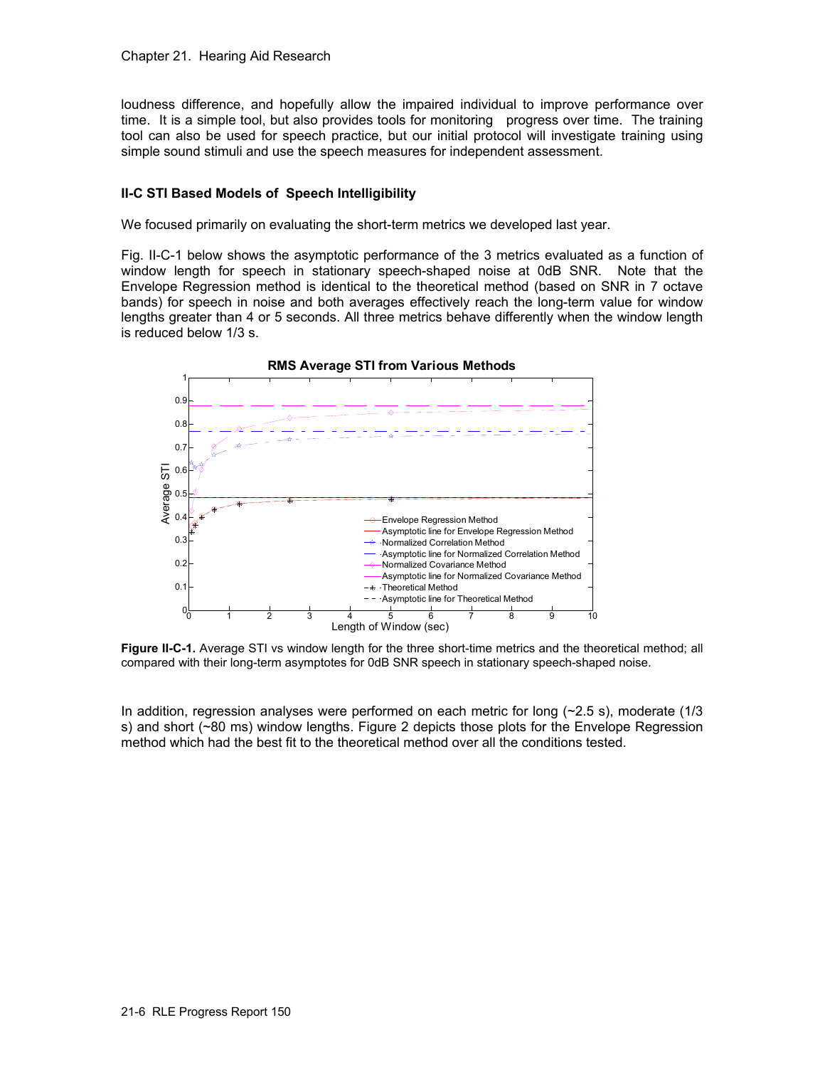loudness difference, and hopefully allow the impaired individual to improve performance over time. It is a simple tool, but also provides tools for monitoring progress over time. The training tool can also be used for speech practice, but our initial protocol will investigate training using simple sound stimuli and use the speech measures for independent assessment.

### II-C STI Based Models of Speech Intelligibility

We focused primarily on evaluating the short-term metrics we developed last year.

Fig. II-C-1 below shows the asymptotic performance of the 3 metrics evaluated as a function of window length for speech in stationary speech-shaped noise at 0dB SNR. Note that the Envelope Regression method is identical to the theoretical method (based on SNR in 7 octave bands) for speech in noise and both averages effectively reach the long-term value for window lengths greater than 4 or 5 seconds. All three metrics behave differently when the window length is reduced below 1/3 s.

**Figure II-C-1.** Average STI vs window length for the three short-time metrics and the theoretical method; all compared with their long-term asymptotes for 0dB SNR speech in stationary speech-shaped noise.

In addition, regression analyses were performed on each metric for long (~2.5 s), moderate (1/3 s) and short (~80 ms) window lengths. Figure 2 depicts those plots for the Envelope Regression method which had the best fit to the theoretical method over all the conditions tested.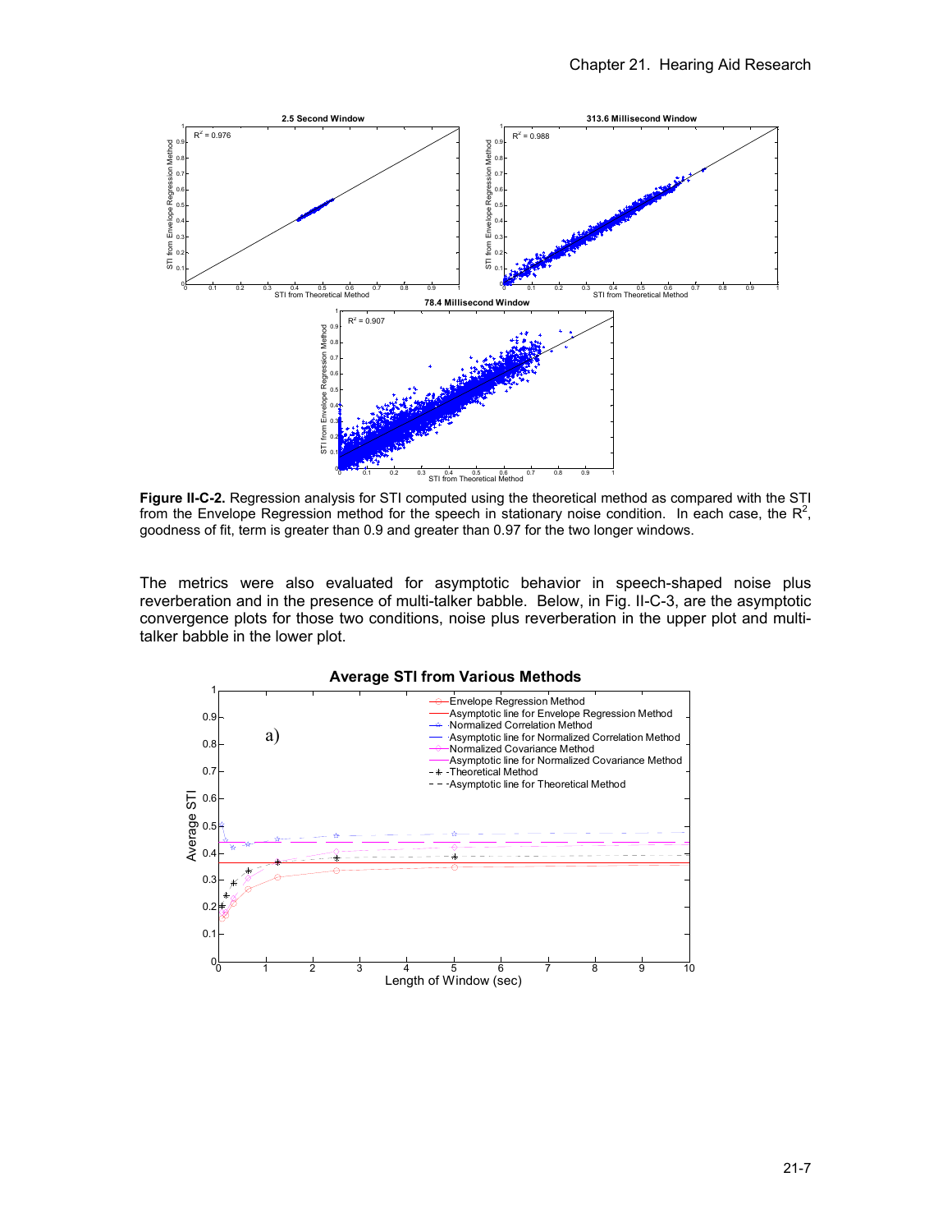**Figure II-C-2.** Regression analysis for STI computed using the theoretical method as compared with the STI from the Envelope Regression method for the speech in stationary noise condition. In each case, the $R^2$, goodness of fit, term is greater than 0.9 and greater than 0.97 for the two longer windows.

The metrics were also evaluated for asymptotic behavior in speech-shaped noise plus reverberation and in the presence of multi-talker babble. Below, in Fig. II-C-3, are the asymptotic convergence plots for those two conditions, noise plus reverberation in the upper plot and multi-talker babble in the lower plot.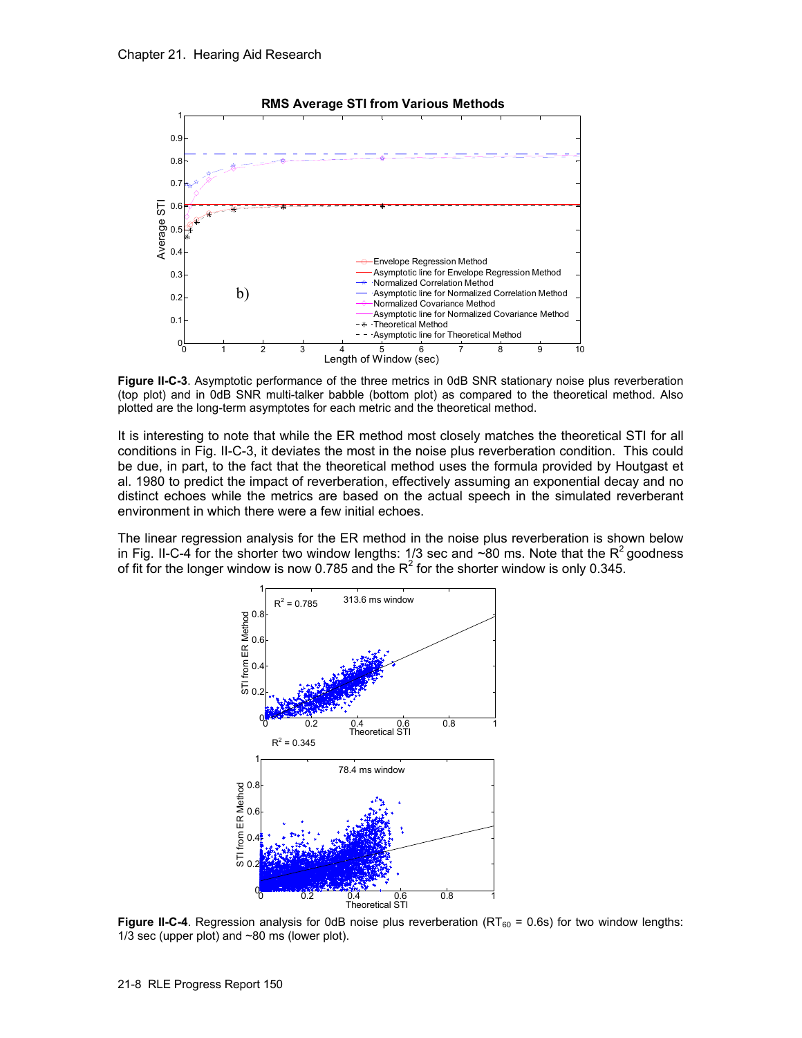**Figure II-C-3**. Asymptotic performance of the three metrics in 0dB SNR stationary noise plus reverberation (top plot) and in 0dB SNR multi-talker babble (bottom plot) as compared to the theoretical method. Also plotted are the long-term asymptotes for each metric and the theoretical method.

It is interesting to note that while the ER method most closely matches the theoretical STI for all conditions in Fig. II-C-3, it deviates the most in the noise plus reverberation condition. This could be due, in part, to the fact that the theoretical method uses the formula provided by Houtgast et al. 1980 to predict the impact of reverberation, effectively assuming an exponential decay and no distinct echoes while the metrics are based on the actual speech in the simulated reverberant environment in which there were a few initial echoes.

The linear regression analysis for the ER method in the noise plus reverberation is shown below in Fig. II-C-4 for the shorter two window lengths: 1/3 sec and ~80 ms. Note that the $R^2$ goodness of fit for the longer window is now 0.785 and the $R^2$ for the shorter window is only 0.345.

**Figure II-C-4**. Regression analysis for 0dB noise plus reverberation ($RT_{60}$ = 0.6s) for two window lengths: 1/3 sec (upper plot) and ~80 ms (lower plot).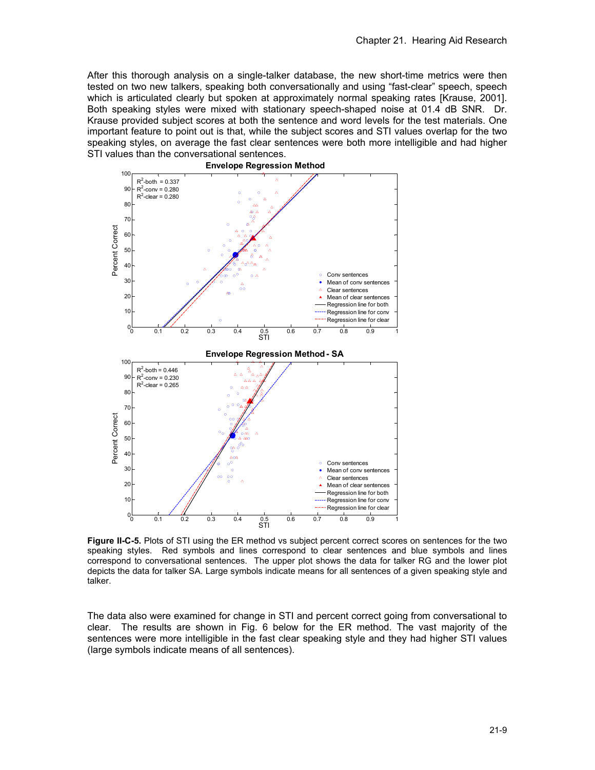After this thorough analysis on a single-talker database, the new short-time metrics were then tested on two new talkers, speaking both conversationally and using "fast-clear" speech, speech which is articulated clearly but spoken at approximately normal speaking rates [Krause, 2001]. Both speaking styles were mixed with stationary speech-shaped noise at 01.4 dB SNR. Dr. Krause provided subject scores at both the sentence and word levels for the test materials. One important feature to point out is that, while the subject scores and STI values overlap for the two speaking styles, on average the fast clear sentences were both more intelligible and had higher STI values than the conversational sentences.

**Figure II-C-5.** Plots of STI using the ER method vs subject percent correct scores on sentences for the two speaking styles. Red symbols and lines correspond to clear sentences and blue symbols and lines correspond to conversational sentences. The upper plot shows the data for talker RG and the lower plot depicts the data for talker SA. Large symbols indicate means for all sentences of a given speaking style and talker.

The data also were examined for change in STI and percent correct going from conversational to clear. The results are shown in Fig. 6 below for the ER method. The vast majority of the sentences were more intelligible in the fast clear speaking style and they had higher STI values (large symbols indicate means of all sentences).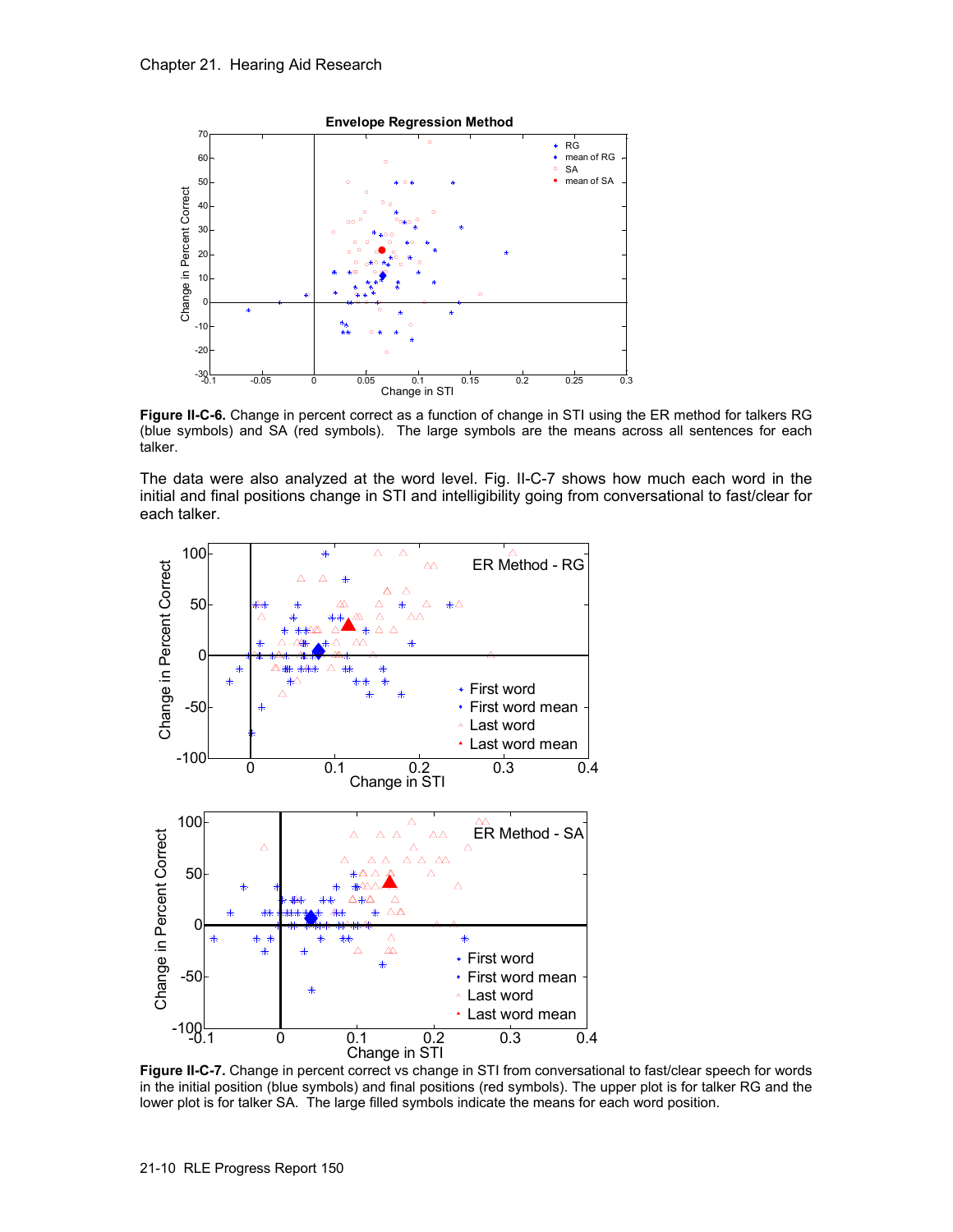**Figure II-C-6.** Change in percent correct as a function of change in STI using the ER method for talkers RG (blue symbols) and SA (red symbols). The large symbols are the means across all sentences for each talker.

The data were also analyzed at the word level. Fig. II-C-7 shows how much each word in the initial and final positions change in STI and intelligibility going from conversational to fast/clear for each talker.

**Figure II-C-7.** Change in percent correct vs change in STI from conversational to fast/clear speech for words in the initial position (blue symbols) and final positions (red symbols). The upper plot is for talker RG and the lower plot is for talker SA. The large filled symbols indicate the means for each word position.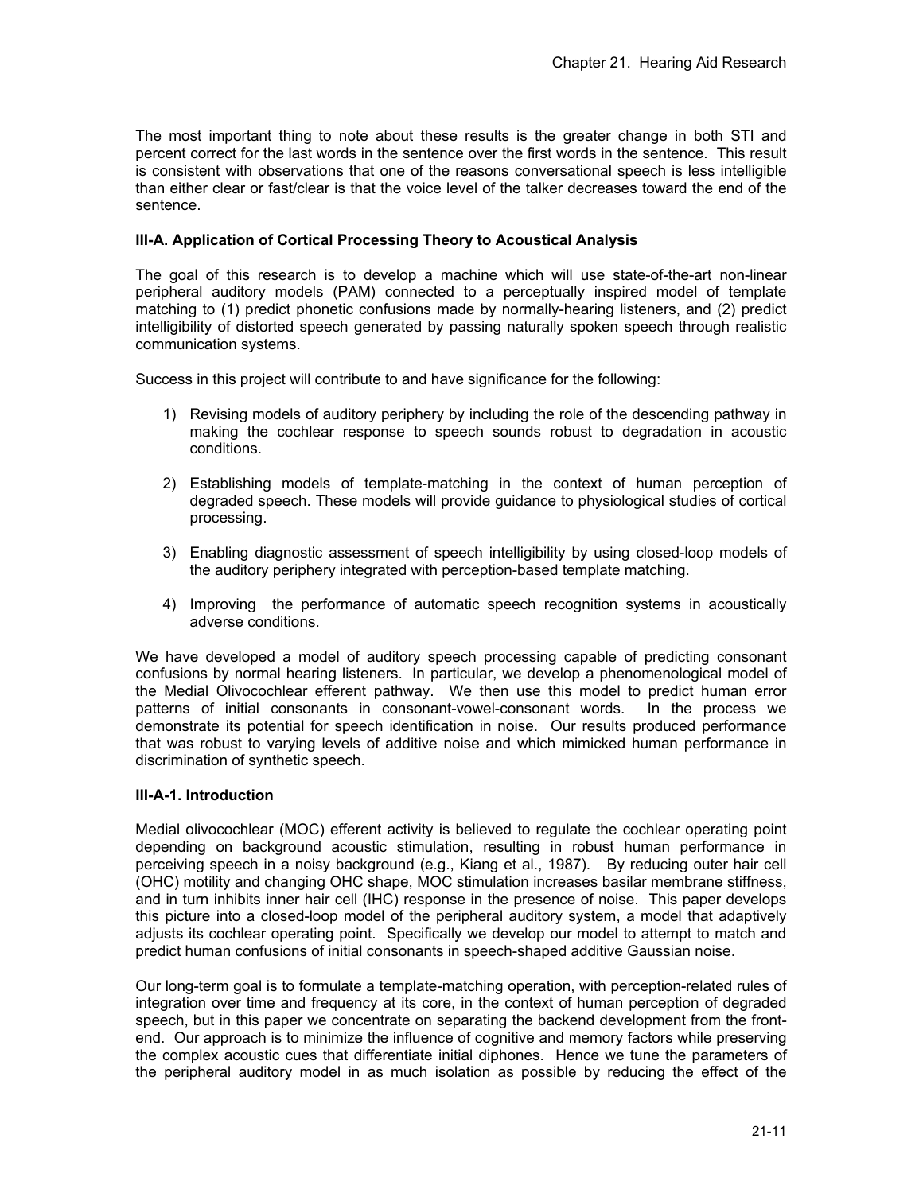The most important thing to note about these results is the greater change in both STI and percent correct for the last words in the sentence over the first words in the sentence. This result is consistent with observations that one of the reasons conversational speech is less intelligible than either clear or fast/clear is that the voice level of the talker decreases toward the end of the sentence.

### III-A. Application of Cortical Processing Theory to Acoustical Analysis

The goal of this research is to develop a machine which will use state-of-the-art non-linear peripheral auditory models (PAM) connected to a perceptually inspired model of template matching to (1) predict phonetic confusions made by normally-hearing listeners, and (2) predict intelligibility of distorted speech generated by passing naturally spoken speech through realistic communication systems.

Success in this project will contribute to and have significance for the following:

1) Revising models of auditory periphery by including the role of the descending pathway in making the cochlear response to speech sounds robust to degradation in acoustic conditions.

2) Establishing models of template-matching in the context of human perception of degraded speech. These models will provide guidance to physiological studies of cortical processing.

3) Enabling diagnostic assessment of speech intelligibility by using closed-loop models of the auditory periphery integrated with perception-based template matching.

4) Improving the performance of automatic speech recognition systems in acoustically adverse conditions.

We have developed a model of auditory speech processing capable of predicting consonant confusions by normal hearing listeners. In particular, we develop a phenomenological model of the Medial Olivocochlear efferent pathway. We then use this model to predict human error patterns of initial consonants in consonant-vowel-consonant words. In the process we demonstrate its potential for speech identification in noise. Our results produced performance that was robust to varying levels of additive noise and which mimicked human performance in discrimination of synthetic speech.

#### III-A-1. Introduction

Medial olivocochlear (MOC) efferent activity is believed to regulate the cochlear operating point depending on background acoustic stimulation, resulting in robust human performance in perceiving speech in a noisy background (e.g., Kiang et al., 1987). By reducing outer hair cell (OHC) motility and changing OHC shape, MOC stimulation increases basilar membrane stiffness, and in turn inhibits inner hair cell (IHC) response in the presence of noise. This paper develops this picture into a closed-loop model of the peripheral auditory system, a model that adaptively adjusts its cochlear operating point. Specifically we develop our model to attempt to match and predict human confusions of initial consonants in speech-shaped additive Gaussian noise.

Our long-term goal is to formulate a template-matching operation, with perception-related rules of integration over time and frequency at its core, in the context of human perception of degraded speech, but in this paper we concentrate on separating the backend development from the front-end. Our approach is to minimize the influence of cognitive and memory factors while preserving the complex acoustic cues that differentiate initial diphones. Hence we tune the parameters of the peripheral auditory model in as much isolation as possible by reducing the effect of the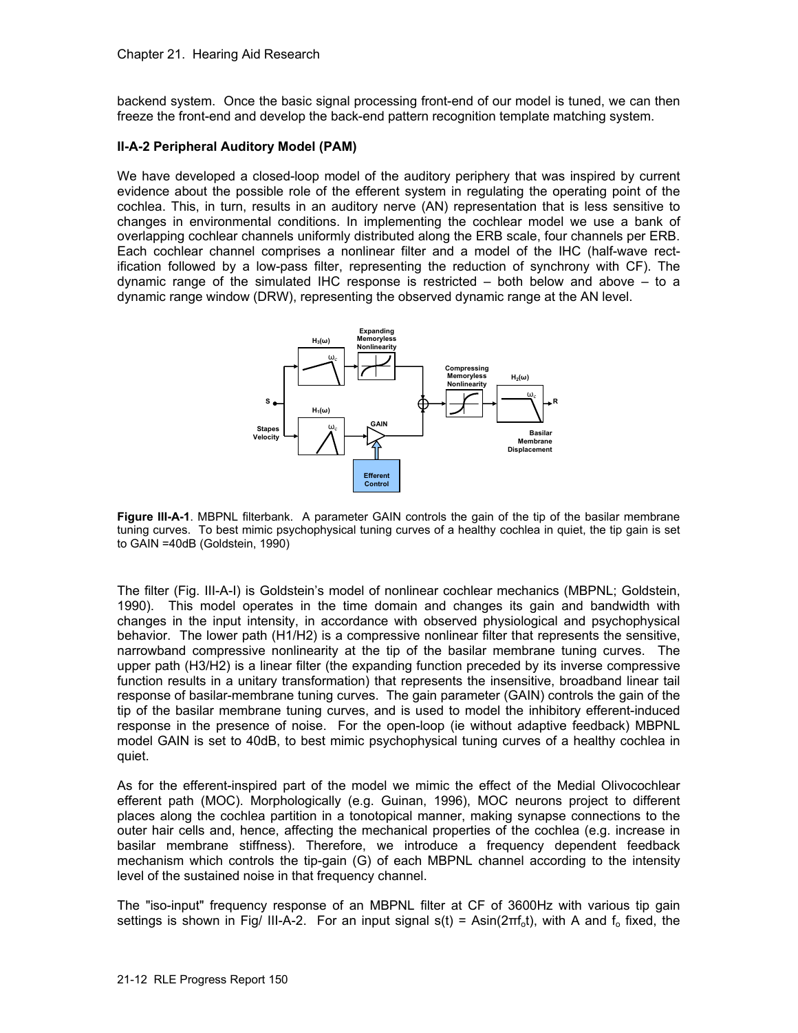backend system. Once the basic signal processing front-end of our model is tuned, we can then freeze the front-end and develop the back-end pattern recognition template matching system.

**II-A-2 Peripheral Auditory Model (PAM)**

We have developed a closed-loop model of the auditory periphery that was inspired by current evidence about the possible role of the efferent system in regulating the operating point of the cochlea. This, in turn, results in an auditory nerve (AN) representation that is less sensitive to changes in environmental conditions. In implementing the cochlear model we use a bank of overlapping cochlear channels uniformly distributed along the ERB scale, four channels per ERB. Each cochlear channel comprises a nonlinear filter and a model of the IHC (half-wave rectification followed by a low-pass filter, representing the reduction of synchrony with CF). The dynamic range of the simulated IHC response is restricted – both below and above – to a dynamic range window (DRW), representing the observed dynamic range at the AN level.

**Figure III-A-1**. MBPNL filterbank. A parameter GAIN controls the gain of the tip of the basilar membrane tuning curves. To best mimic psychophysical tuning curves of a healthy cochlea in quiet, the tip gain is set to GAIN =40dB (Goldstein, 1990)

The filter (Fig. III-A-I) is Goldstein's model of nonlinear cochlear mechanics (MBPNL; Goldstein, 1990). This model operates in the time domain and changes its gain and bandwidth with changes in the input intensity, in accordance with observed physiological and psychophysical behavior. The lower path (H1/H2) is a compressive nonlinear filter that represents the sensitive, narrowband compressive nonlinearity at the tip of the basilar membrane tuning curves. The upper path (H3/H2) is a linear filter (the expanding function preceded by its inverse compressive function results in a unitary transformation) that represents the insensitive, broadband linear tail response of basilar-membrane tuning curves. The gain parameter (GAIN) controls the gain of the tip of the basilar membrane tuning curves, and is used to model the inhibitory efferent-induced response in the presence of noise. For the open-loop (ie without adaptive feedback) MBPNL model GAIN is set to 40dB, to best mimic psychophysical tuning curves of a healthy cochlea in quiet.

As for the efferent-inspired part of the model we mimic the effect of the Medial Olivocochlear efferent path (MOC). Morphologically (e.g. Guinan, 1996), MOC neurons project to different places along the cochlea partition in a tonotopical manner, making synapse connections to the outer hair cells and, hence, affecting the mechanical properties of the cochlea (e.g. increase in basilar membrane stiffness). Therefore, we introduce a frequency dependent feedback mechanism which controls the tip-gain (G) of each MBPNL channel according to the intensity level of the sustained noise in that frequency channel.

The "iso-input" frequency response of an MBPNL filter at CF of 3600Hz with various tip gain settings is shown in Fig/ III-A-2. For an input signal $s(t) = A\sin(2\pi f_o t)$, with A and $f_o$ fixed, the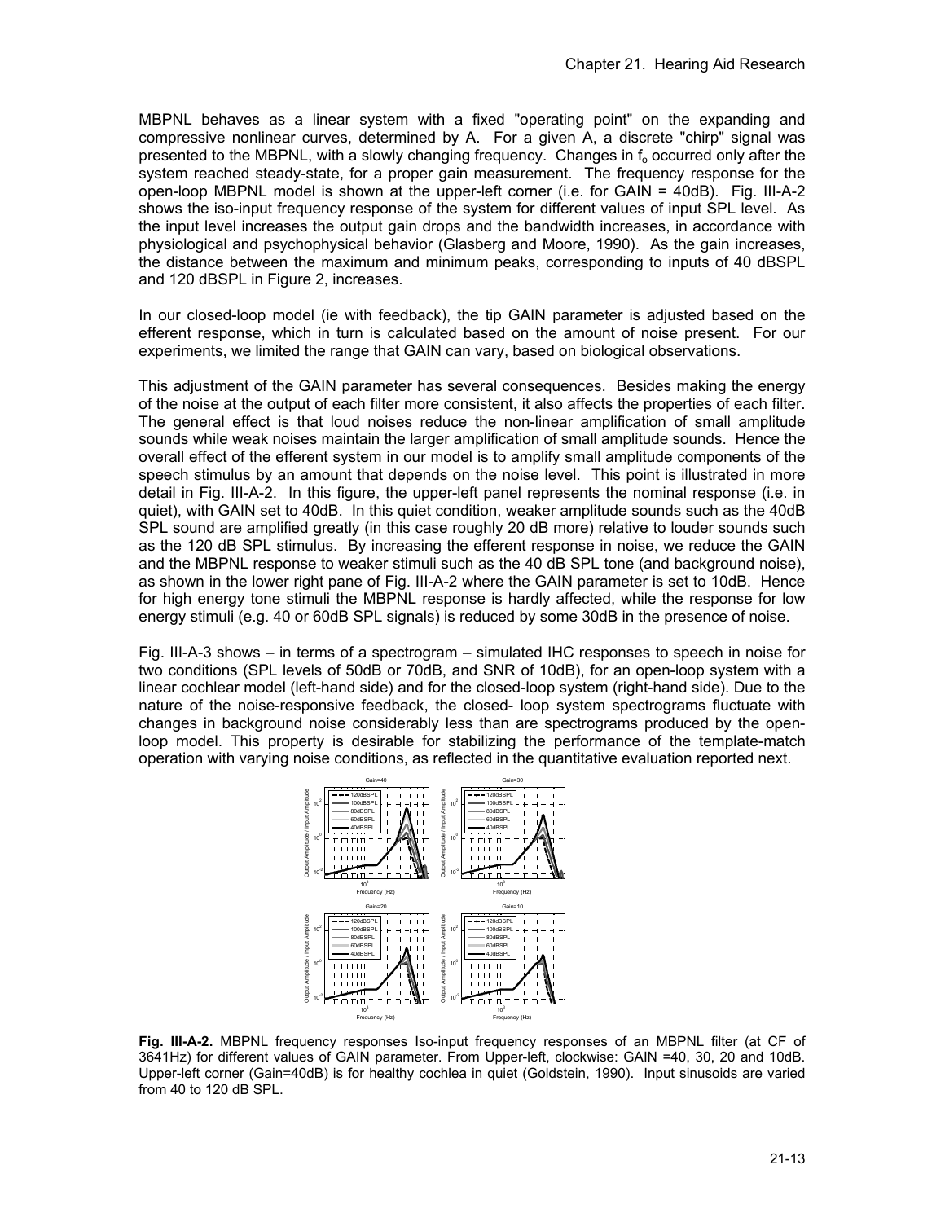MBPNL behaves as a linear system with a fixed "operating point" on the expanding and compressive nonlinear curves, determined by A. For a given A, a discrete "chirp" signal was presented to the MBPNL, with a slowly changing frequency. Changes in $f_o$ occurred only after the system reached steady-state, for a proper gain measurement. The frequency response for the open-loop MBPNL model is shown at the upper-left corner (i.e. for GAIN = 40dB). Fig. III-A-2 shows the iso-input frequency response of the system for different values of input SPL level. As the input level increases the output gain drops and the bandwidth increases, in accordance with physiological and psychophysical behavior (Glasberg and Moore, 1990). As the gain increases, the distance between the maximum and minimum peaks, corresponding to inputs of 40 dBSPL and 120 dBSPL in Figure 2, increases.

In our closed-loop model (ie with feedback), the tip GAIN parameter is adjusted based on the efferent response, which in turn is calculated based on the amount of noise present. For our experiments, we limited the range that GAIN can vary, based on biological observations.

This adjustment of the GAIN parameter has several consequences. Besides making the energy of the noise at the output of each filter more consistent, it also affects the properties of each filter. The general effect is that loud noises reduce the non-linear amplification of small amplitude sounds while weak noises maintain the larger amplification of small amplitude sounds. Hence the overall effect of the efferent system in our model is to amplify small amplitude components of the speech stimulus by an amount that depends on the noise level. This point is illustrated in more detail in Fig. III-A-2. In this figure, the upper-left panel represents the nominal response (i.e. in quiet), with GAIN set to 40dB. In this quiet condition, weaker amplitude sounds such as the 40dB SPL sound are amplified greatly (in this case roughly 20 dB more) relative to louder sounds such as the 120 dB SPL stimulus. By increasing the efferent response in noise, we reduce the GAIN and the MBPNL response to weaker stimuli such as the 40 dB SPL tone (and background noise), as shown in the lower right pane of Fig. III-A-2 where the GAIN parameter is set to 10dB. Hence for high energy tone stimuli the MBPNL response is hardly affected, while the response for low energy stimuli (e.g. 40 or 60dB SPL signals) is reduced by some 30dB in the presence of noise.

Fig. III-A-3 shows – in terms of a spectrogram – simulated IHC responses to speech in noise for two conditions (SPL levels of 50dB or 70dB, and SNR of 10dB), for an open-loop system with a linear cochlear model (left-hand side) and for the closed-loop system (right-hand side). Due to the nature of the noise-responsive feedback, the closed- loop system spectrograms fluctuate with changes in background noise considerably less than are spectrograms produced by the open-loop model. This property is desirable for stabilizing the performance of the template-match operation with varying noise conditions, as reflected in the quantitative evaluation reported next.

**Fig. III-A-2.** MBPNL frequency responses Iso-input frequency responses of an MBPNL filter (at CF of 3641Hz) for different values of GAIN parameter. From Upper-left, clockwise: GAIN =40, 30, 20 and 10dB. Upper-left corner (Gain=40dB) is for healthy cochlea in quiet (Goldstein, 1990). Input sinusoids are varied from 40 to 120 dB SPL.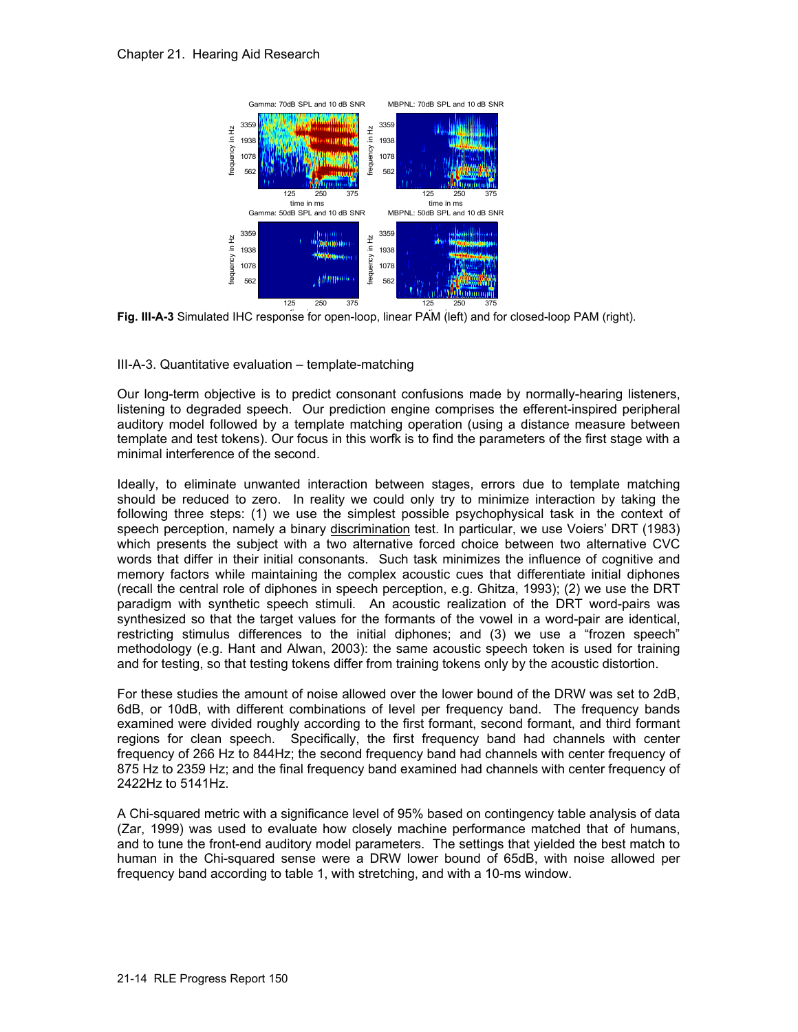Fig. III-A-3 Simulated IHC response for open-loop, linear PAM (left) and for closed-loop PAM (right).

III-A-3. Quantitative evaluation – template-matching

Our long-term objective is to predict consonant confusions made by normally-hearing listeners, listening to degraded speech. Our prediction engine comprises the efferent-inspired peripheral auditory model followed by a template matching operation (using a distance measure between template and test tokens). Our focus in this worfk is to find the parameters of the first stage with a minimal interference of the second.

Ideally, to eliminate unwanted interaction between stages, errors due to template matching should be reduced to zero. In reality we could only try to minimize interaction by taking the following three steps: (1) we use the simplest possible psychophysical task in the context of speech perception, namely a binary discrimination test. In particular, we use Voiers' DRT (1983) which presents the subject with a two alternative forced choice between two alternative CVC words that differ in their initial consonants. Such task minimizes the influence of cognitive and memory factors while maintaining the complex acoustic cues that differentiate initial diphones (recall the central role of diphones in speech perception, e.g. Ghitza, 1993); (2) we use the DRT paradigm with synthetic speech stimuli. An acoustic realization of the DRT word-pairs was synthesized so that the target values for the formants of the vowel in a word-pair are identical, restricting stimulus differences to the initial diphones; and (3) we use a "frozen speech" methodology (e.g. Hant and Alwan, 2003): the same acoustic speech token is used for training and for testing, so that testing tokens differ from training tokens only by the acoustic distortion.

For these studies the amount of noise allowed over the lower bound of the DRW was set to 2dB, 6dB, or 10dB, with different combinations of level per frequency band. The frequency bands examined were divided roughly according to the first formant, second formant, and third formant regions for clean speech. Specifically, the first frequency band had channels with center frequency of 266 Hz to 844Hz; the second frequency band had channels with center frequency of 875 Hz to 2359 Hz; and the final frequency band examined had channels with center frequency of 2422Hz to 5141Hz.

A Chi-squared metric with a significance level of 95% based on contingency table analysis of data (Zar, 1999) was used to evaluate how closely machine performance matched that of humans, and to tune the front-end auditory model parameters. The settings that yielded the best match to human in the Chi-squared sense were a DRW lower bound of 65dB, with noise allowed per frequency band according to table 1, with stretching, and with a 10-ms window.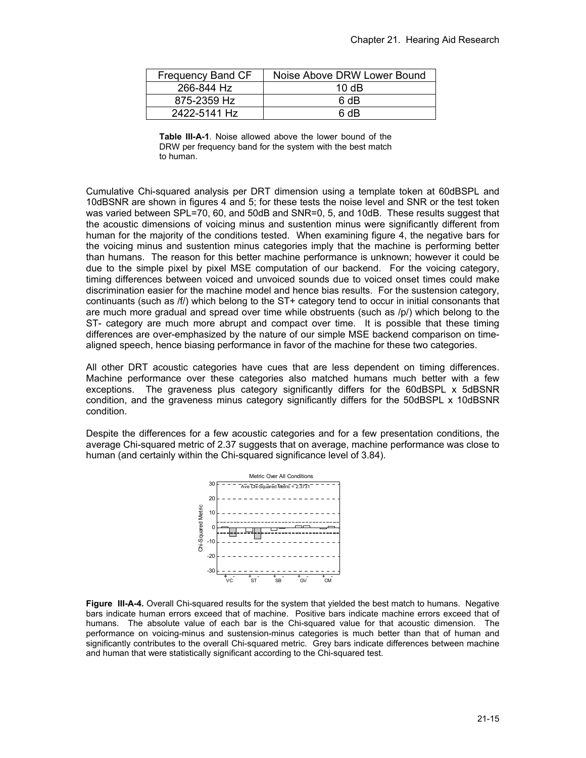| Frequency Band CF | Noise Above DRW Lower Bound |
|---|---|
| 266-844 Hz | 10 dB |
| 875-2359 Hz | 6 dB |
| 2422-5141 Hz | 6 dB |

**Table III-A-1**. Noise allowed above the lower bound of the DRW per frequency band for the system with the best match to human.

Cumulative Chi-squared analysis per DRT dimension using a template token at 60dBSPL and 10dBSNR are shown in figures 4 and 5; for these tests the noise level and SNR or the test token was varied between SPL=70, 60, and 50dB and SNR=0, 5, and 10dB. These results suggest that the acoustic dimensions of voicing minus and sustention minus were significantly different from human for the majority of the conditions tested. When examining figure 4, the negative bars for the voicing minus and sustention minus categories imply that the machine is performing better than humans. The reason for this better machine performance is unknown; however it could be due to the simple pixel by pixel MSE computation of our backend. For the voicing category, timing differences between voiced and unvoiced sounds due to voiced onset times could make discrimination easier for the machine model and hence bias results. For the sustension category, continuants (such as /f/) which belong to the ST+ category tend to occur in initial consonants that are much more gradual and spread over time while obstruents (such as /p/) which belong to the ST- category are much more abrupt and compact over time. It is possible that these timing differences are over-emphasized by the nature of our simple MSE backend comparison on time-aligned speech, hence biasing performance in favor of the machine for these two categories.

All other DRT acoustic categories have cues that are less dependent on timing differences. Machine performance over these categories also matched humans much better with a few exceptions. The graveness plus category significantly differs for the 60dBSPL x 5dBSNR condition, and the graveness minus category significantly differs for the 50dBSPL x 10dBSNR condition.

Despite the differences for a few acoustic categories and for a few presentation conditions, the average Chi-squared metric of 2.37 suggests that on average, machine performance was close to human (and certainly within the Chi-squared significance level of 3.84).

**Figure III-A-4.** Overall Chi-squared results for the system that yielded the best match to humans. Negative bars indicate human errors exceed that of machine. Positive bars indicate machine errors exceed that of humans. The absolute value of each bar is the Chi-squared value for that acoustic dimension. The performance on voicing-minus and sustension-minus categories is much better than that of human and significantly contributes to the overall Chi-squared metric. Grey bars indicate differences between machine and human that were statistically significant according to the Chi-squared test.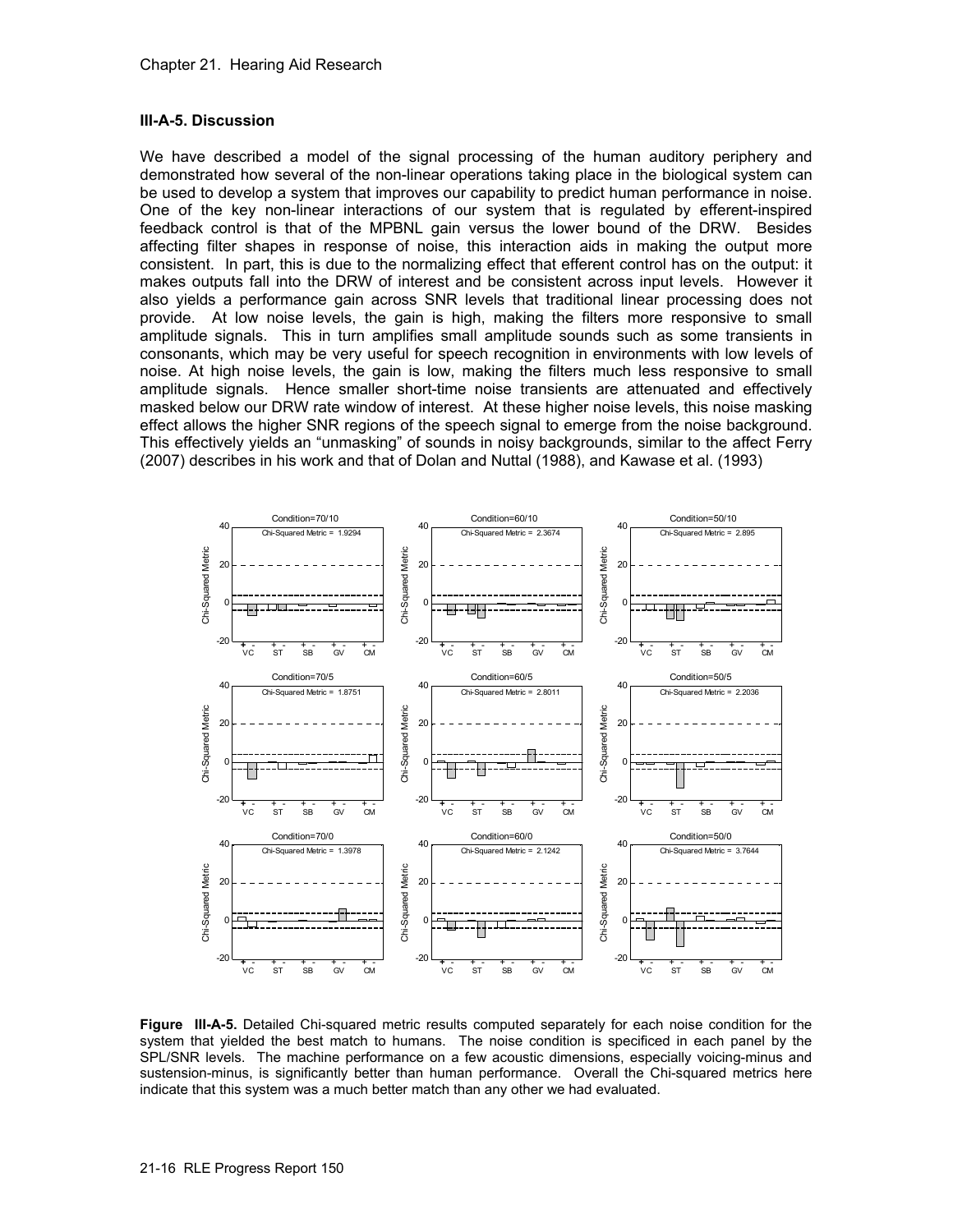### III-A-5. Discussion

We have described a model of the signal processing of the human auditory periphery and demonstrated how several of the non-linear operations taking place in the biological system can be used to develop a system that improves our capability to predict human performance in noise. One of the key non-linear interactions of our system that is regulated by efferent-inspired feedback control is that of the MPBNL gain versus the lower bound of the DRW. Besides affecting filter shapes in response of noise, this interaction aids in making the output more consistent. In part, this is due to the normalizing effect that efferent control has on the output: it makes outputs fall into the DRW of interest and be consistent across input levels. However it also yields a performance gain across SNR levels that traditional linear processing does not provide. At low noise levels, the gain is high, making the filters more responsive to small amplitude signals. This in turn amplifies small amplitude sounds such as some transients in consonants, which may be very useful for speech recognition in environments with low levels of noise. At high noise levels, the gain is low, making the filters much less responsive to small amplitude signals. Hence smaller short-time noise transients are attenuated and effectively masked below our DRW rate window of interest. At these higher noise levels, this noise masking effect allows the higher SNR regions of the speech signal to emerge from the noise background. This effectively yields an "unmasking" of sounds in noisy backgrounds, similar to the affect Ferry (2007) describes in his work and that of Dolan and Nuttal (1988), and Kawase et al. (1993)

**Figure III-A-5.** Detailed Chi-squared metric results computed separately for each noise condition for the system that yielded the best match to humans. The noise condition is specificed in each panel by the SPL/SNR levels. The machine performance on a few acoustic dimensions, especially voicing-minus and sustension-minus, is significantly better than human performance. Overall the Chi-squared metrics here indicate that this system was a much better match than any other we had evaluated.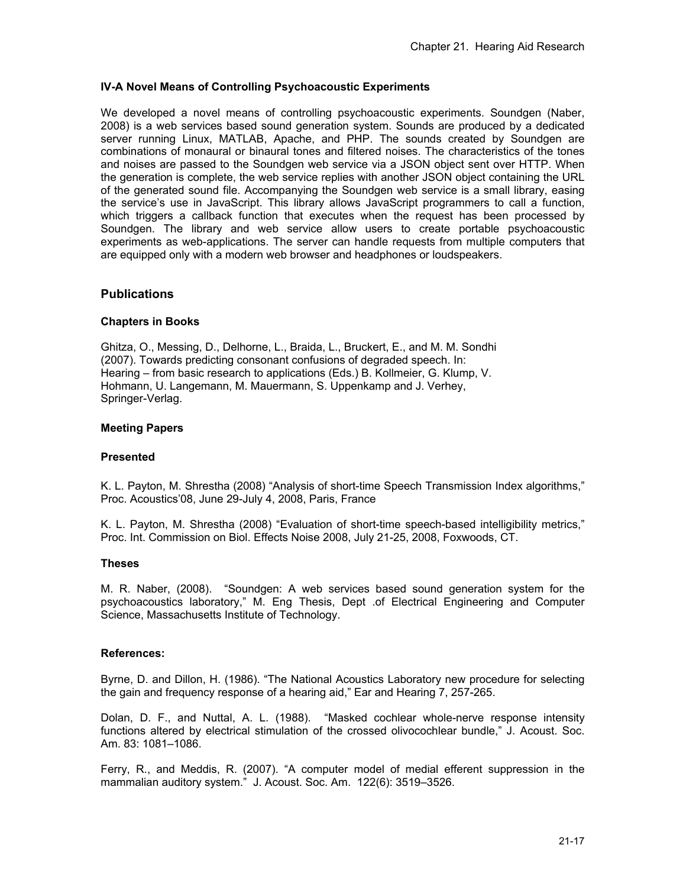### IV-A Novel Means of Controlling Psychoacoustic Experiments

We developed a novel means of controlling psychoacoustic experiments. Soundgen (Naber, 2008) is a web services based sound generation system. Sounds are produced by a dedicated server running Linux, MATLAB, Apache, and PHP. The sounds created by Soundgen are combinations of monaural or binaural tones and filtered noises. The characteristics of the tones and noises are passed to the Soundgen web service via a JSON object sent over HTTP. When the generation is complete, the web service replies with another JSON object containing the URL of the generated sound file. Accompanying the Soundgen web service is a small library, easing the service's use in JavaScript. This library allows JavaScript programmers to call a function, which triggers a callback function that executes when the request has been processed by Soundgen. The library and web service allow users to create portable psychoacoustic experiments as web-applications. The server can handle requests from multiple computers that are equipped only with a modern web browser and headphones or loudspeakers.

## Publications

### Chapters in Books

Ghitza, O., Messing, D., Delhorne, L., Braida, L., Bruckert, E., and M. M. Sondhi (2007). Towards predicting consonant confusions of degraded speech. In: Hearing – from basic research to applications (Eds.) B. Kollmeier, G. Klump, V. Hohmann, U. Langemann, M. Mauermann, S. Uppenkamp and J. Verhey, Springer-Verlag.

### Meeting Papers

### Presented

K. L. Payton, M. Shrestha (2008) "Analysis of short-time Speech Transmission Index algorithms," Proc. Acoustics'08, June 29-July 4, 2008, Paris, France

K. L. Payton, M. Shrestha (2008) "Evaluation of short-time speech-based intelligibility metrics," Proc. Int. Commission on Biol. Effects Noise 2008, July 21-25, 2008, Foxwoods, CT.

### Theses

M. R. Naber, (2008). "Soundgen: A web services based sound generation system for the psychoacoustics laboratory," M. Eng Thesis, Dept .of Electrical Engineering and Computer Science, Massachusetts Institute of Technology.

### References:

Byrne, D. and Dillon, H. (1986). "The National Acoustics Laboratory new procedure for selecting the gain and frequency response of a hearing aid," Ear and Hearing 7, 257-265.

Dolan, D. F., and Nuttal, A. L. (1988). "Masked cochlear whole-nerve response intensity functions altered by electrical stimulation of the crossed olivocochlear bundle," J. Acoust. Soc. Am. 83: 1081–1086.

Ferry, R., and Meddis, R. (2007). "A computer model of medial efferent suppression in the mammalian auditory system." J. Acoust. Soc. Am. 122(6): 3519–3526.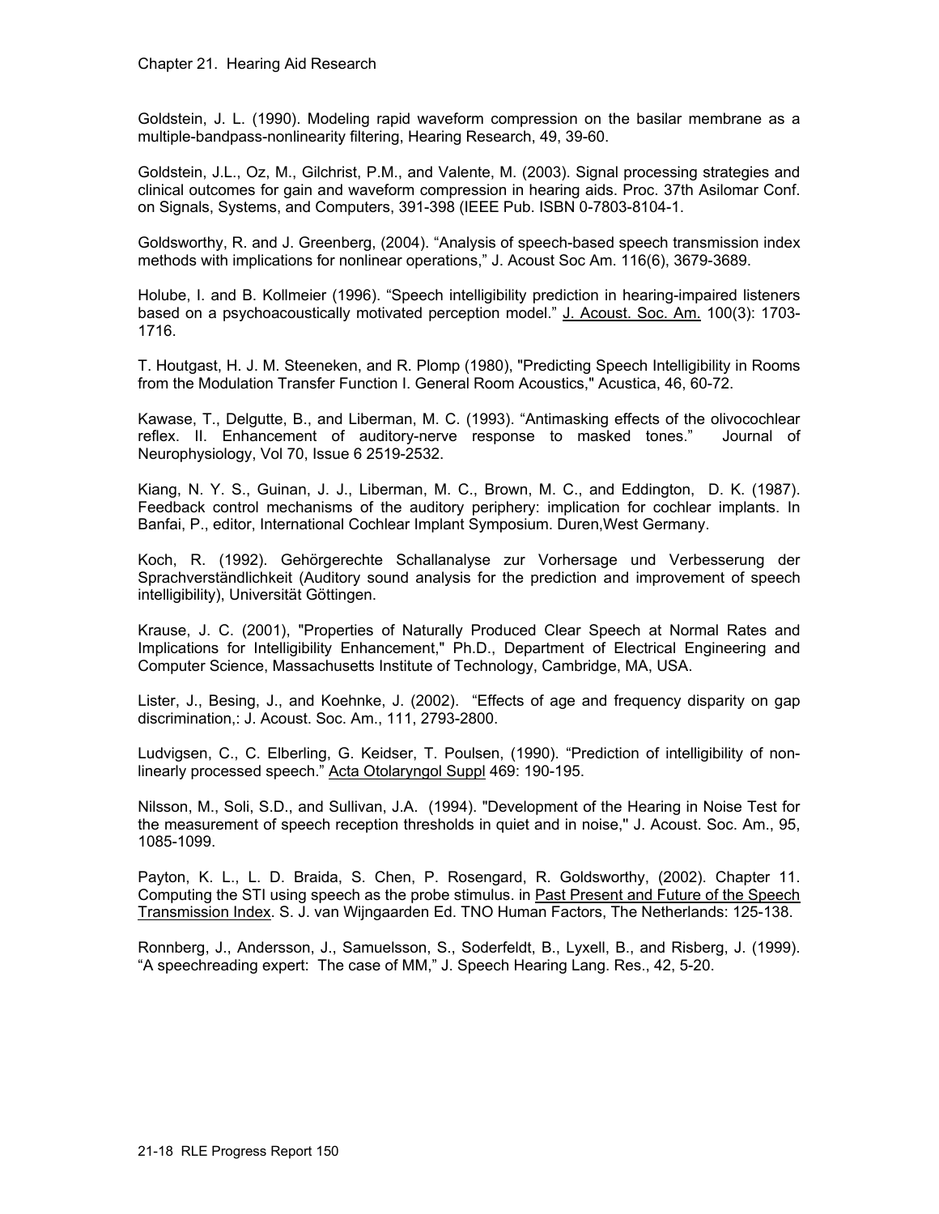Goldstein, J. L. (1990). Modeling rapid waveform compression on the basilar membrane as a multiple-bandpass-nonlinearity filtering, Hearing Research, 49, 39-60.

Goldstein, J.L., Oz, M., Gilchrist, P.M., and Valente, M. (2003). Signal processing strategies and clinical outcomes for gain and waveform compression in hearing aids. Proc. 37th Asilomar Conf. on Signals, Systems, and Computers, 391-398 (IEEE Pub. ISBN 0-7803-8104-1.

Goldsworthy, R. and J. Greenberg, (2004). “Analysis of speech-based speech transmission index methods with implications for nonlinear operations,” J. Acoust Soc Am. 116(6), 3679-3689.

Holube, I. and B. Kollmeier (1996). “Speech intelligibility prediction in hearing-impaired listeners based on a psychoacoustically motivated perception model.” J. Acoust. Soc. Am. 100(3): 1703-1716.

T. Houtgast, H. J. M. Steeneken, and R. Plomp (1980), "Predicting Speech Intelligibility in Rooms from the Modulation Transfer Function I. General Room Acoustics," Acustica, 46, 60-72.

Kawase, T., Delgutte, B., and Liberman, M. C. (1993). “Antimasking effects of the olivocochlear reflex. II. Enhancement of auditory-nerve response to masked tones.” Journal of Neurophysiology, Vol 70, Issue 6 2519-2532.

Kiang, N. Y. S., Guinan, J. J., Liberman, M. C., Brown, M. C., and Eddington, D. K. (1987). Feedback control mechanisms of the auditory periphery: implication for cochlear implants. In Banfai, P., editor, International Cochlear Implant Symposium. Duren,West Germany.

Koch, R. (1992). Gehörgerechte Schallanalyse zur Vorhersage und Verbesserung der Sprachverständlichkeit (Auditory sound analysis for the prediction and improvement of speech intelligibility), Universität Göttingen.

Krause, J. C. (2001), "Properties of Naturally Produced Clear Speech at Normal Rates and Implications for Intelligibility Enhancement," Ph.D., Department of Electrical Engineering and Computer Science, Massachusetts Institute of Technology, Cambridge, MA, USA.

Lister, J., Besing, J., and Koehnke, J. (2002). “Effects of age and frequency disparity on gap discrimination,: J. Acoust. Soc. Am., 111, 2793-2800.

Ludvigsen, C., C. Elberling, G. Keidser, T. Poulsen, (1990). “Prediction of intelligibility of non-linearly processed speech.” Acta Otolaryngol Suppl 469: 190-195.

Nilsson, M., Soli, S.D., and Sullivan, J.A. (1994). "Development of the Hearing in Noise Test for the measurement of speech reception thresholds in quiet and in noise," J. Acoust. Soc. Am., 95, 1085-1099.

Payton, K. L., L. D. Braida, S. Chen, P. Rosengard, R. Goldsworthy, (2002). Chapter 11. Computing the STI using speech as the probe stimulus. in Past Present and Future of the Speech Transmission Index. S. J. van Wijngaarden Ed. TNO Human Factors, The Netherlands: 125-138.

Ronnberg, J., Andersson, J., Samuelsson, S., Soderfeldt, B., Lyxell, B., and Risberg, J. (1999). “A speechreading expert: The case of MM,” J. Speech Hearing Lang. Res., 42, 5-20.